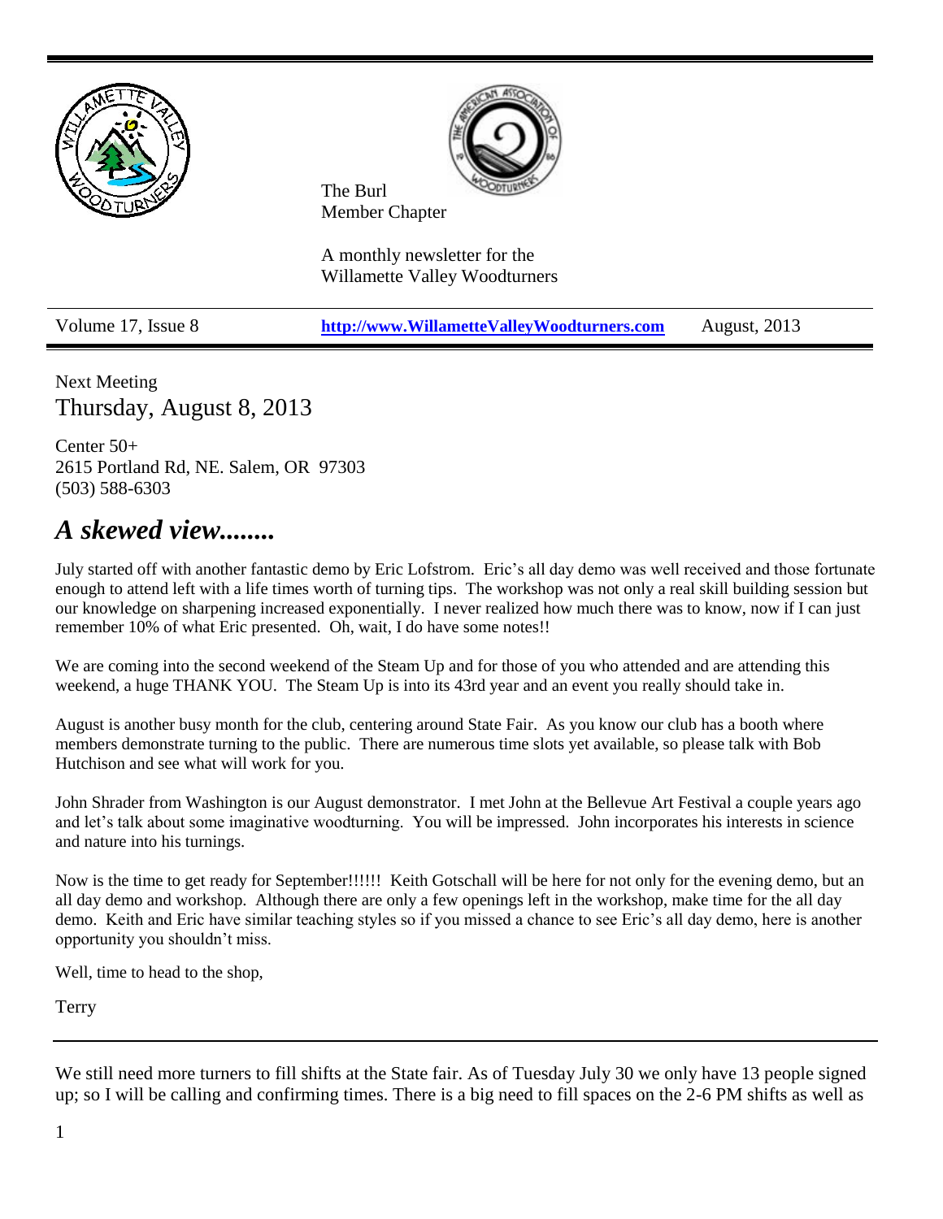The Burl
Member Chapter

A monthly newsletter for the
Willamette Valley Woodturners

| Volume 17, Issue 8 | http://www.WillametteValleyWoodturners.com | August, 2013 |
|---|---|---|

Next Meeting
Thursday, August 8, 2013

Center 50+
2615 Portland Rd, NE. Salem, OR 97303
(503) 588-6303

## *A skewed view........*

July started off with another fantastic demo by Eric Lofstrom. Eric's all day demo was well received and those fortunate enough to attend left with a life times worth of turning tips. The workshop was not only a real skill building session but our knowledge on sharpening increased exponentially. I never realized how much there was to know, now if I can just remember 10% of what Eric presented. Oh, wait, I do have some notes!!

We are coming into the second weekend of the Steam Up and for those of you who attended and are attending this weekend, a huge THANK YOU. The Steam Up is into its 43rd year and an event you really should take in.

August is another busy month for the club, centering around State Fair. As you know our club has a booth where members demonstrate turning to the public. There are numerous time slots yet available, so please talk with Bob Hutchison and see what will work for you.

John Shrader from Washington is our August demonstrator. I met John at the Bellevue Art Festival a couple years ago and let's talk about some imaginative woodturning. You will be impressed. John incorporates his interests in science and nature into his turnings.

Now is the time to get ready for September!!!!!! Keith Gotschall will be here for not only for the evening demo, but an all day demo and workshop. Although there are only a few openings left in the workshop, make time for the all day demo. Keith and Eric have similar teaching styles so if you missed a chance to see Eric's all day demo, here is another opportunity you shouldn't miss.

Well, time to head to the shop,

Terry

---

We still need more turners to fill shifts at the State fair. As of Tuesday July 30 we only have 13 people signed up; so I will be calling and confirming times. There is a big need to fill spaces on the 2-6 PM shifts as well as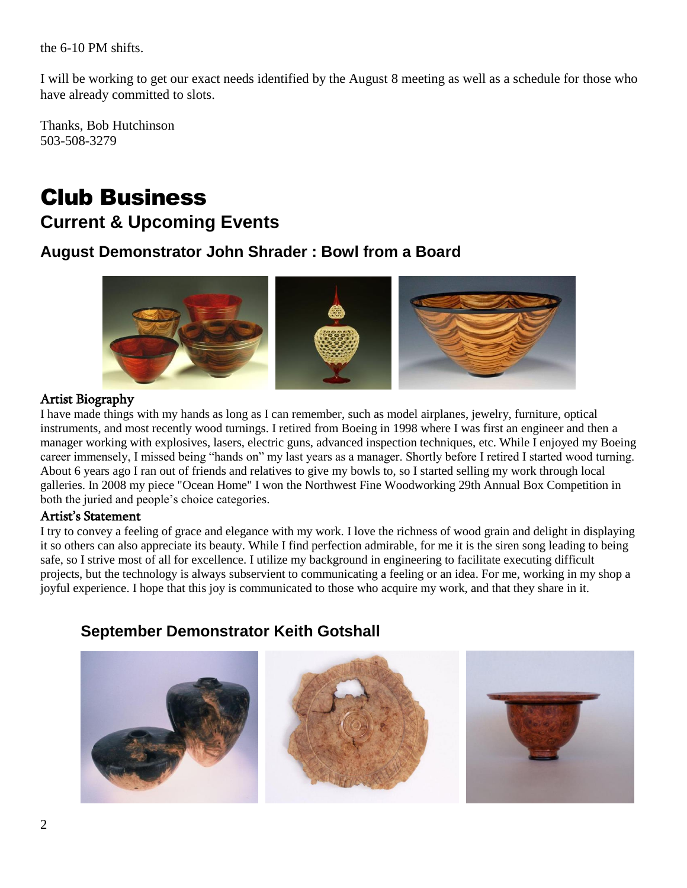the 6-10 PM shifts.

I will be working to get our exact needs identified by the August 8 meeting as well as a schedule for those who have already committed to slots.

Thanks, Bob Hutchinson
503-508-3279

# Club Business

## Current & Upcoming Events

### August Demonstrator John Shrader : Bowl from a Board

**Artist Biography**

I have made things with my hands as long as I can remember, such as model airplanes, jewelry, furniture, optical instruments, and most recently wood turnings. I retired from Boeing in 1998 where I was first an engineer and then a manager working with explosives, lasers, electric guns, advanced inspection techniques, etc. While I enjoyed my Boeing career immensely, I missed being "hands on" my last years as a manager. Shortly before I retired I started wood turning. About 6 years ago I ran out of friends and relatives to give my bowls to, so I started selling my work through local galleries. In 2008 my piece "Ocean Home" I won the Northwest Fine Woodworking 29th Annual Box Competition in both the juried and people's choice categories.

**Artist's Statement**

I try to convey a feeling of grace and elegance with my work. I love the richness of wood grain and delight in displaying it so others can also appreciate its beauty. While I find perfection admirable, for me it is the siren song leading to being safe, so I strive most of all for excellence. I utilize my background in engineering to facilitate executing difficult projects, but the technology is always subservient to communicating a feeling or an idea. For me, working in my shop a joyful experience. I hope that this joy is communicated to those who acquire my work, and that they share in it.

### September Demonstrator Keith Gotshall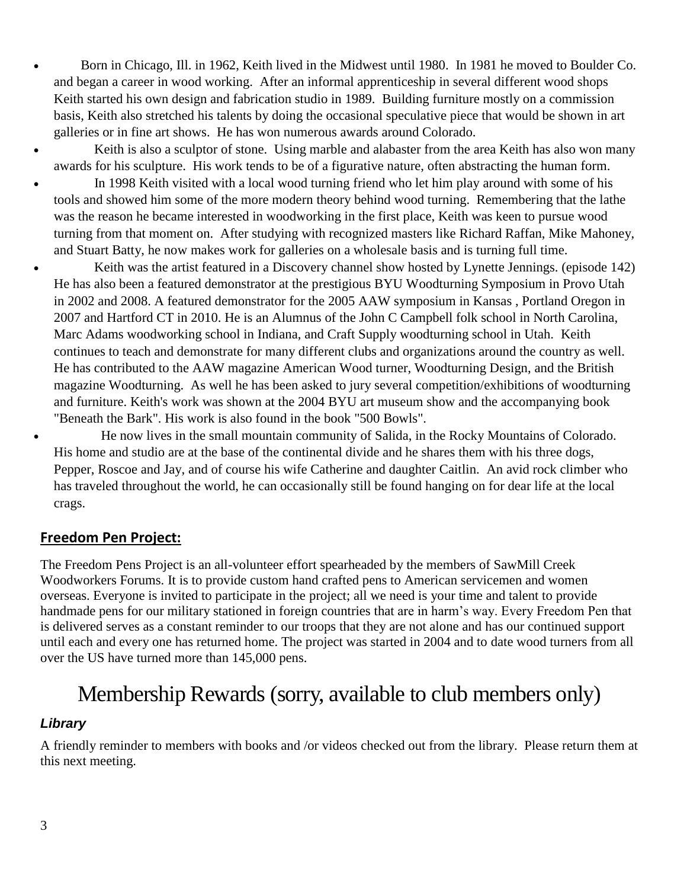- Born in Chicago, Ill. in 1962, Keith lived in the Midwest until 1980. In 1981 he moved to Boulder Co. and began a career in wood working. After an informal apprenticeship in several different wood shops Keith started his own design and fabrication studio in 1989. Building furniture mostly on a commission basis, Keith also stretched his talents by doing the occasional speculative piece that would be shown in art galleries or in fine art shows. He has won numerous awards around Colorado.
- Keith is also a sculptor of stone. Using marble and alabaster from the area Keith has also won many awards for his sculpture. His work tends to be of a figurative nature, often abstracting the human form.
- In 1998 Keith visited with a local wood turning friend who let him play around with some of his tools and showed him some of the more modern theory behind wood turning. Remembering that the lathe was the reason he became interested in woodworking in the first place, Keith was keen to pursue wood turning from that moment on. After studying with recognized masters like Richard Raffan, Mike Mahoney, and Stuart Batty, he now makes work for galleries on a wholesale basis and is turning full time.
- Keith was the artist featured in a Discovery channel show hosted by Lynette Jennings. (episode 142) He has also been a featured demonstrator at the prestigious BYU Woodturning Symposium in Provo Utah in 2002 and 2008. A featured demonstrator for the 2005 AAW symposium in Kansas , Portland Oregon in 2007 and Hartford CT in 2010. He is an Alumnus of the John C Campbell folk school in North Carolina, Marc Adams woodworking school in Indiana, and Craft Supply woodturning school in Utah. Keith continues to teach and demonstrate for many different clubs and organizations around the country as well. He has contributed to the AAW magazine American Wood turner, Woodturning Design, and the British magazine Woodturning. As well he has been asked to jury several competition/exhibitions of woodturning and furniture. Keith's work was shown at the 2004 BYU art museum show and the accompanying book "Beneath the Bark". His work is also found in the book "500 Bowls".
- He now lives in the small mountain community of Salida, in the Rocky Mountains of Colorado. His home and studio are at the base of the continental divide and he shares them with his three dogs, Pepper, Roscoe and Jay, and of course his wife Catherine and daughter Caitlin. An avid rock climber who has traveled throughout the world, he can occasionally still be found hanging on for dear life at the local crags.

### **Freedom Pen Project:**

The Freedom Pens Project is an all-volunteer effort spearheaded by the members of SawMill Creek Woodworkers Forums. It is to provide custom hand crafted pens to American servicemen and women overseas. Everyone is invited to participate in the project; all we need is your time and talent to provide handmade pens for our military stationed in foreign countries that are in harm's way. Every Freedom Pen that is delivered serves as a constant reminder to our troops that they are not alone and has our continued support until each and every one has returned home. The project was started in 2004 and to date wood turners from all over the US have turned more than 145,000 pens.

## Membership Rewards (sorry, available to club members only)

#### ***Library***

A friendly reminder to members with books and /or videos checked out from the library. Please return them at this next meeting.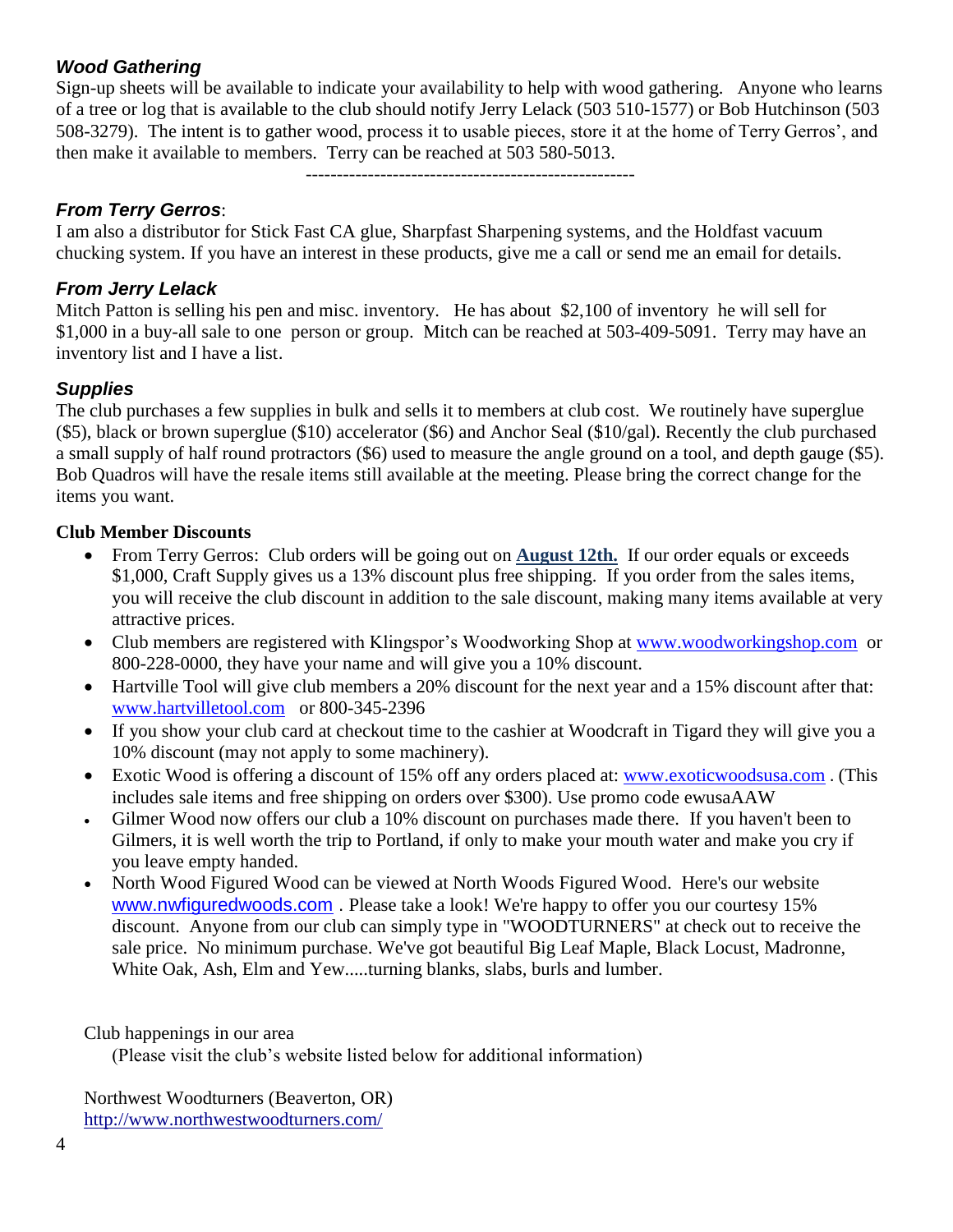### *Wood Gathering*

Sign-up sheets will be available to indicate your availability to help with wood gathering. Anyone who learns of a tree or log that is available to the club should notify Jerry Lelack (503 510-1577) or Bob Hutchinson (503 508-3279). The intent is to gather wood, process it to usable pieces, store it at the home of Terry Gerros', and then make it available to members. Terry can be reached at 503 580-5013.

----------------------------------------------------

### *From Terry Gerros*:

I am also a distributor for Stick Fast CA glue, Sharpfast Sharpening systems, and the Holdfast vacuum chucking system. If you have an interest in these products, give me a call or send me an email for details.

### *From Jerry Lelack*

Mitch Patton is selling his pen and misc. inventory. He has about $2,100 of inventory he will sell for $1,000 in a buy-all sale to one person or group. Mitch can be reached at 503-409-5091. Terry may have an inventory list and I have a list.

### *Supplies*

The club purchases a few supplies in bulk and sells it to members at club cost. We routinely have superglue ($5), black or brown superglue ($10) accelerator ($6) and Anchor Seal ($10/gal). Recently the club purchased a small supply of half round protractors ($6) used to measure the angle ground on a tool, and depth gauge ($5). Bob Quadros will have the resale items still available at the meeting. Please bring the correct change for the items you want.

**Club Member Discounts**

- From Terry Gerros: Club orders will be going out on **August 12th.** If our order equals or exceeds $1,000, Craft Supply gives us a 13% discount plus free shipping. If you order from the sales items, you will receive the club discount in addition to the sale discount, making many items available at very attractive prices.
- Club members are registered with Klingspor's Woodworking Shop at www.woodworkingshop.com or 800-228-0000, they have your name and will give you a 10% discount.
- Hartville Tool will give club members a 20% discount for the next year and a 15% discount after that: www.hartvilletool.com or 800-345-2396
- If you show your club card at checkout time to the cashier at Woodcraft in Tigard they will give you a 10% discount (may not apply to some machinery).
- Exotic Wood is offering a discount of 15% off any orders placed at: www.exoticwoodsusa.com . (This includes sale items and free shipping on orders over $300). Use promo code ewusaAAW
- Gilmer Wood now offers our club a 10% discount on purchases made there. If you haven't been to Gilmers, it is well worth the trip to Portland, if only to make your mouth water and make you cry if you leave empty handed.
- North Wood Figured Wood can be viewed at North Woods Figured Wood. Here's our website www.nwfiguredwoods.com . Please take a look! We're happy to offer you our courtesy 15% discount. Anyone from our club can simply type in "WOODTURNERS" at check out to receive the sale price. No minimum purchase. We've got beautiful Big Leaf Maple, Black Locust, Madronne, White Oak, Ash, Elm and Yew.....turning blanks, slabs, burls and lumber.

Club happenings in our area

(Please visit the club's website listed below for additional information)

Northwest Woodturners (Beaverton, OR)
http://www.northwestwoodturners.com/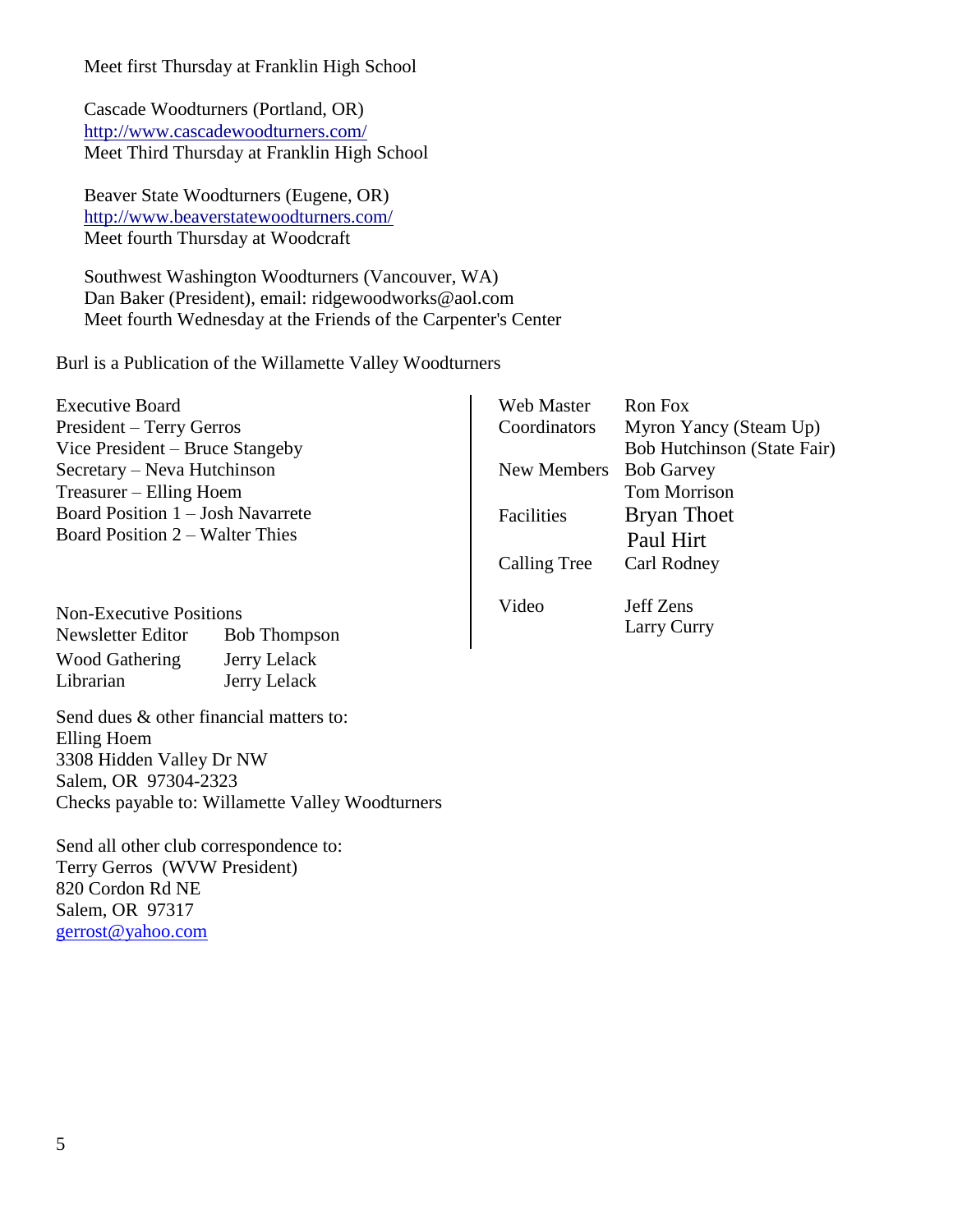Meet first Thursday at Franklin High School

Cascade Woodturners (Portland, OR)
http://www.cascadewoodturners.com/
Meet Third Thursday at Franklin High School

Beaver State Woodturners (Eugene, OR)
http://www.beaverstatewoodturners.com/
Meet fourth Thursday at Woodcraft

Southwest Washington Woodturners (Vancouver, WA)
Dan Baker (President), email: ridgewoodworks@aol.com
Meet fourth Wednesday at the Friends of the Carpenter's Center

Burl is a Publication of the Willamette Valley Woodturners

Executive Board
President – Terry Gerros
Vice President – Bruce Stangeby
Secretary – Neva Hutchinson
Treasurer – Elling Hoem
Board Position 1 – Josh Navarrete
Board Position 2 – Walter Thies

Non-Executive Positions

| | |
|---|---|
| Newsletter Editor | Bob Thompson |
| Wood Gathering | Jerry Lelack |
| Librarian | Jerry Lelack |
| Web Master | Ron Fox |
| Coordinators | Myron Yancy (Steam Up)<br>Bob Hutchinson (State Fair) |
| New Members | Bob Garvey<br>Tom Morrison |
| Facilities | Bryan Thoet<br>Paul Hirt |
| Calling Tree | Carl Rodney |
| Video | Jeff Zens<br>Larry Curry |

Send dues & other financial matters to:
Elling Hoem
3308 Hidden Valley Dr NW
Salem, OR 97304-2323
Checks payable to: Willamette Valley Woodturners

Send all other club correspondence to:
Terry Gerros (WVW President)
820 Cordon Rd NE
Salem, OR 97317
gerrost@yahoo.com